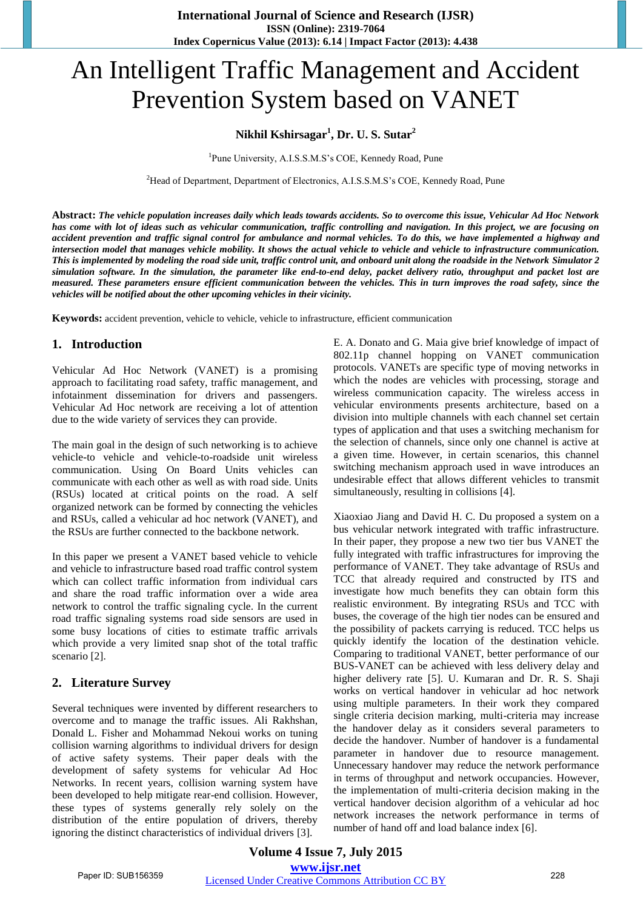# An Intelligent Traffic Management and Accident Prevention System based on VANET

**Nikhil Kshirsagar[1], Dr. U. S. Sutar[2]**

[1]Pune University, A.I.S.S.M.S's COE, Kennedy Road, Pune

[2]Head of Department, Department of Electronics, A.I.S.S.M.S's COE, Kennedy Road, Pune

**Abstract:** ***The vehicle population increases daily which leads towards accidents. So to overcome this issue, Vehicular Ad Hoc Network has come with lot of ideas such as vehicular communication, traffic controlling and navigation. In this project, we are focusing on accident prevention and traffic signal control for ambulance and normal vehicles. To do this, we have implemented a highway and intersection model that manages vehicle mobility. It shows the actual vehicle to vehicle and vehicle to infrastructure communication. This is implemented by modeling the road side unit, traffic control unit, and onboard unit along the roadside in the Network Simulator 2 simulation software. In the simulation, the parameter like end-to-end delay, packet delivery ratio, throughput and packet lost are measured. These parameters ensure efficient communication between the vehicles. This in turn improves the road safety, since the vehicles will be notified about the other upcoming vehicles in their vicinity.***

**Keywords:** accident prevention, vehicle to vehicle, vehicle to infrastructure, efficient communication

## 1. Introduction

Vehicular Ad Hoc Network (VANET) is a promising approach to facilitating road safety, traffic management, and infotainment dissemination for drivers and passengers. Vehicular Ad Hoc network are receiving a lot of attention due to the wide variety of services they can provide.

The main goal in the design of such networking is to achieve vehicle-to vehicle and vehicle-to-roadside unit wireless communication. Using On Board Units vehicles can communicate with each other as well as with road side. Units (RSUs) located at critical points on the road. A self organized network can be formed by connecting the vehicles and RSUs, called a vehicular ad hoc network (VANET), and the RSUs are further connected to the backbone network.

In this paper we present a VANET based vehicle to vehicle and vehicle to infrastructure based road traffic control system which can collect traffic information from individual cars and share the road traffic information over a wide area network to control the traffic signaling cycle. In the current road traffic signaling systems road side sensors are used in some busy locations of cities to estimate traffic arrivals which provide a very limited snap shot of the total traffic scenario [2].

## 2. Literature Survey

Several techniques were invented by different researchers to overcome and to manage the traffic issues. Ali Rakhshan, Donald L. Fisher and Mohammad Nekoui works on tuning collision warning algorithms to individual drivers for design of active safety systems. Their paper deals with the development of safety systems for vehicular Ad Hoc Networks. In recent years, collision warning system have been developed to help mitigate rear-end collision. However, these types of systems generally rely solely on the distribution of the entire population of drivers, thereby ignoring the distinct characteristics of individual drivers [3].

E. A. Donato and G. Maia give brief knowledge of impact of 802.11p channel hopping on VANET communication protocols. VANETs are specific type of moving networks in which the nodes are vehicles with processing, storage and wireless communication capacity. The wireless access in vehicular environments presents architecture, based on a division into multiple channels with each channel set certain types of application and that uses a switching mechanism for the selection of channels, since only one channel is active at a given time. However, in certain scenarios, this channel switching mechanism approach used in wave introduces an undesirable effect that allows different vehicles to transmit simultaneously, resulting in collisions [4].

Xiaoxiao Jiang and David H. C. Du proposed a system on a bus vehicular network integrated with traffic infrastructure. In their paper, they propose a new two tier bus VANET the fully integrated with traffic infrastructures for improving the performance of VANET. They take advantage of RSUs and TCC that already required and constructed by ITS and investigate how much benefits they can obtain form this realistic environment. By integrating RSUs and TCC with buses, the coverage of the high tier nodes can be ensured and the possibility of packets carrying is reduced. TCC helps us quickly identify the location of the destination vehicle. Comparing to traditional VANET, better performance of our BUS-VANET can be achieved with less delivery delay and higher delivery rate [5]. U. Kumaran and Dr. R. S. Shaji works on vertical handover in vehicular ad hoc network using multiple parameters. In their work they compared single criteria decision marking, multi-criteria may increase the handover delay as it considers several parameters to decide the handover. Number of handover is a fundamental parameter in handover due to resource management. Unnecessary handover may reduce the network performance in terms of throughput and network occupancies. However, the implementation of multi-criteria decision making in the vertical handover decision algorithm of a vehicular ad hoc network increases the network performance in terms of number of hand off and load balance index [6].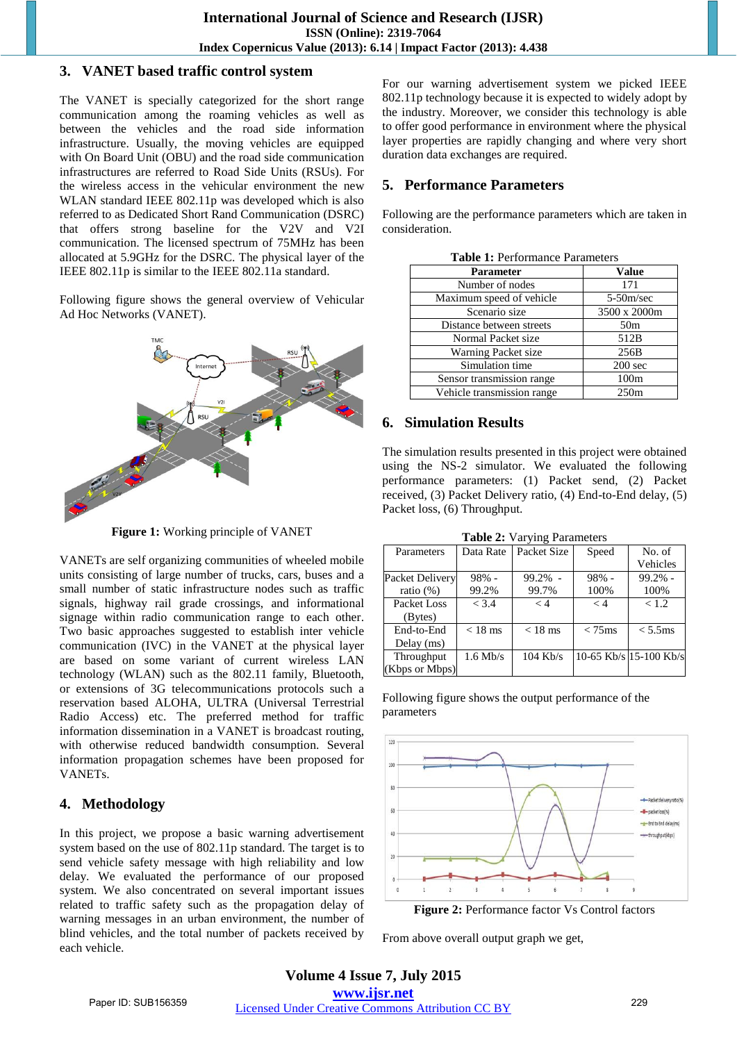## 3. VANET based traffic control system

The VANET is specially categorized for the short range communication among the roaming vehicles as well as between the vehicles and the road side information infrastructure. Usually, the moving vehicles are equipped with On Board Unit (OBU) and the road side communication infrastructures are referred to Road Side Units (RSUs). For the wireless access in the vehicular environment the new WLAN standard IEEE 802.11p was developed which is also referred to as Dedicated Short Rand Communication (DSRC) that offers strong baseline for the V2V and V2I communication. The licensed spectrum of 75MHz has been allocated at 5.9GHz for the DSRC. The physical layer of the IEEE 802.11p is similar to the IEEE 802.11a standard.

Following figure shows the general overview of Vehicular Ad Hoc Networks (VANET).

**Figure 1:** Working principle of VANET

VANETs are self organizing communities of wheeled mobile units consisting of large number of trucks, cars, buses and a small number of static infrastructure nodes such as traffic signals, highway rail grade crossings, and informational signage within radio communication range to each other. Two basic approaches suggested to establish inter vehicle communication (IVC) in the VANET at the physical layer are based on some variant of current wireless LAN technology (WLAN) such as the 802.11 family, Bluetooth, or extensions of 3G telecommunications protocols such a reservation based ALOHA, ULTRA (Universal Terrestrial Radio Access) etc. The preferred method for traffic information dissemination in a VANET is broadcast routing, with otherwise reduced bandwidth consumption. Several information propagation schemes have been proposed for VANETs.

## 4. Methodology

In this project, we propose a basic warning advertisement system based on the use of 802.11p standard. The target is to send vehicle safety message with high reliability and low delay. We evaluated the performance of our proposed system. We also concentrated on several important issues related to traffic safety such as the propagation delay of warning messages in an urban environment, the number of blind vehicles, and the total number of packets received by each vehicle.

For our warning advertisement system we picked IEEE 802.11p technology because it is expected to widely adopt by the industry. Moreover, we consider this technology is able to offer good performance in environment where the physical layer properties are rapidly changing and where very short duration data exchanges are required.

## 5. Performance Parameters

Following are the performance parameters which are taken in consideration.

**Table 1:** Performance Parameters

| Parameter | Value |
|---|---|
| Number of nodes | 171 |
| Maximum speed of vehicle | 5-50m/sec |
| Scenario size | 3500 x 2000m |
| Distance between streets | 50m |
| Normal Packet size | 512B |
| Warning Packet size | 256B |
| Simulation time | 200 sec |
| Sensor transmission range | 100m |
| Vehicle transmission range | 250m |

## 6. Simulation Results

The simulation results presented in this project were obtained using the NS-2 simulator. We evaluated the following performance parameters: (1) Packet send, (2) Packet received, (3) Packet Delivery ratio, (4) End-to-End delay, (5) Packet loss, (6) Throughput.

**Table 2:** Varying Parameters

| Parameters | Data Rate | Packet Size | Speed | No. of Vehicles |
|---|---|---|---|---|
| Packet Delivery ratio (%) | 98% - 99.2% | 99.2% - 99.7% | 98% - 100% | 99.2% - 100% |
| Packet Loss (Bytes) | < 3.4 | < 4 | < 4 | < 1.2 |
| End-to-End Delay (ms) | < 18 ms | < 18 ms | < 75ms | < 5.5ms |
| Throughput (Kbps or Mbps) | 1.6 Mb/s | 104 Kb/s | 10-65 Kb/s | 15-100 Kb/s |

Following figure shows the output performance of the parameters

**Figure 2:** Performance factor Vs Control factors

From above overall output graph we get,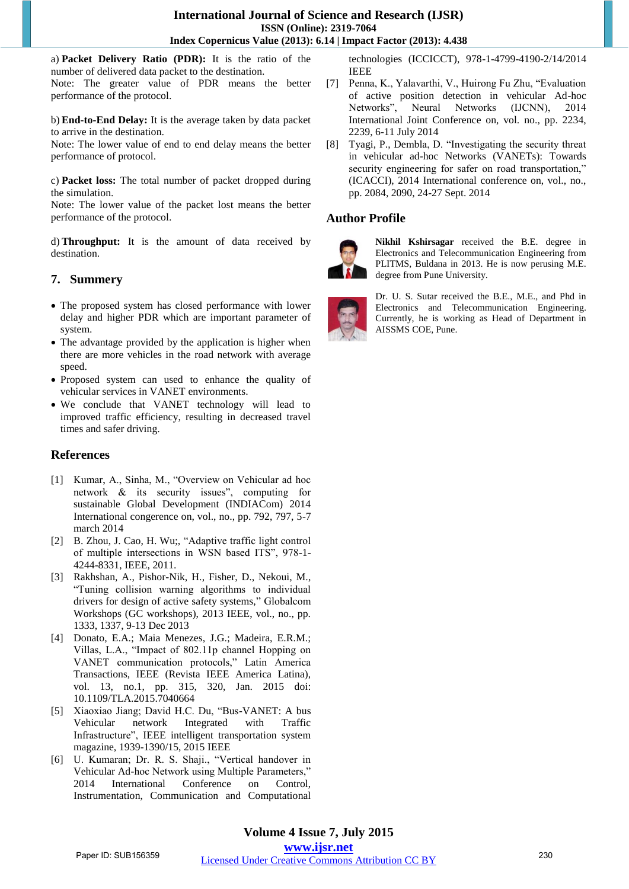a) **Packet Delivery Ratio (PDR):** It is the ratio of the number of delivered data packet to the destination.
Note: The greater value of PDR means the better performance of the protocol.

b) **End-to-End Delay:** It is the average taken by data packet to arrive in the destination.
Note: The lower value of end to end delay means the better performance of protocol.

c) **Packet loss:** The total number of packet dropped during the simulation.
Note: The lower value of the packet lost means the better performance of the protocol.

d) **Throughput:** It is the amount of data received by destination.

## 7. Summery

- The proposed system has closed performance with lower delay and higher PDR which are important parameter of system.
- The advantage provided by the application is higher when there are more vehicles in the road network with average speed.
- Proposed system can used to enhance the quality of vehicular services in VANET environments.
- We conclude that VANET technology will lead to improved traffic efficiency, resulting in decreased travel times and safer driving.

## References

[1] Kumar, A., Sinha, M., "Overview on Vehicular ad hoc network & its security issues", computing for sustainable Global Development (INDIACom) 2014 International congerence on, vol., no., pp. 792, 797, 5-7 march 2014

[2] B. Zhou, J. Cao, H. Wu;, "Adaptive traffic light control of multiple intersections in WSN based ITS", 978-1-4244-8331, IEEE, 2011.

[3] Rakhshan, A., Pishor-Nik, H., Fisher, D., Nekoui, M., "Tuning collision warning algorithms to individual drivers for design of active safety systems," Globalcom Workshops (GC workshops), 2013 IEEE, vol., no., pp. 1333, 1337, 9-13 Dec 2013

[4] Donato, E.A.; Maia Menezes, J.G.; Madeira, E.R.M.; Villas, L.A., "Impact of 802.11p channel Hopping on VANET communication protocols," Latin America Transactions, IEEE (Revista IEEE America Latina), vol. 13, no.1, pp. 315, 320, Jan. 2015 doi: 10.1109/TLA.2015.7040664

[5] Xiaoxiao Jiang; David H.C. Du, "Bus-VANET: A bus Vehicular network Integrated with Traffic Infrastructure", IEEE intelligent transportation system magazine, 1939-1390/15, 2015 IEEE

[6] U. Kumaran; Dr. R. S. Shaji., "Vertical handover in Vehicular Ad-hoc Network using Multiple Parameters," 2014 International Conference on Control, Instrumentation, Communication and Computational technologies (ICCICCT), 978-1-4799-4190-2/14/2014 IEEE

[7] Penna, K., Yalavarthi, V., Huirong Fu Zhu, "Evaluation of active position detection in vehicular Ad-hoc Networks", Neural Networks (IJCNN), 2014 International Joint Conference on, vol. no., pp. 2234, 2239, 6-11 July 2014

[8] Tyagi, P., Dembla, D. "Investigating the security threat in vehicular ad-hoc Networks (VANETs): Towards security engineering for safer on road transportation," (ICACCI), 2014 International conference on, vol., no., pp. 2084, 2090, 24-27 Sept. 2014

## Author Profile

**Nikhil Kshirsagar** received the B.E. degree in Electronics and Telecommunication Engineering from PLITMS, Buldana in 2013. He is now perusing M.E. degree from Pune University.

Dr. U. S. Sutar received the B.E., M.E., and Phd in Electronics and Telecommunication Engineering. Currently, he is working as Head of Department in AISSMS COE, Pune.